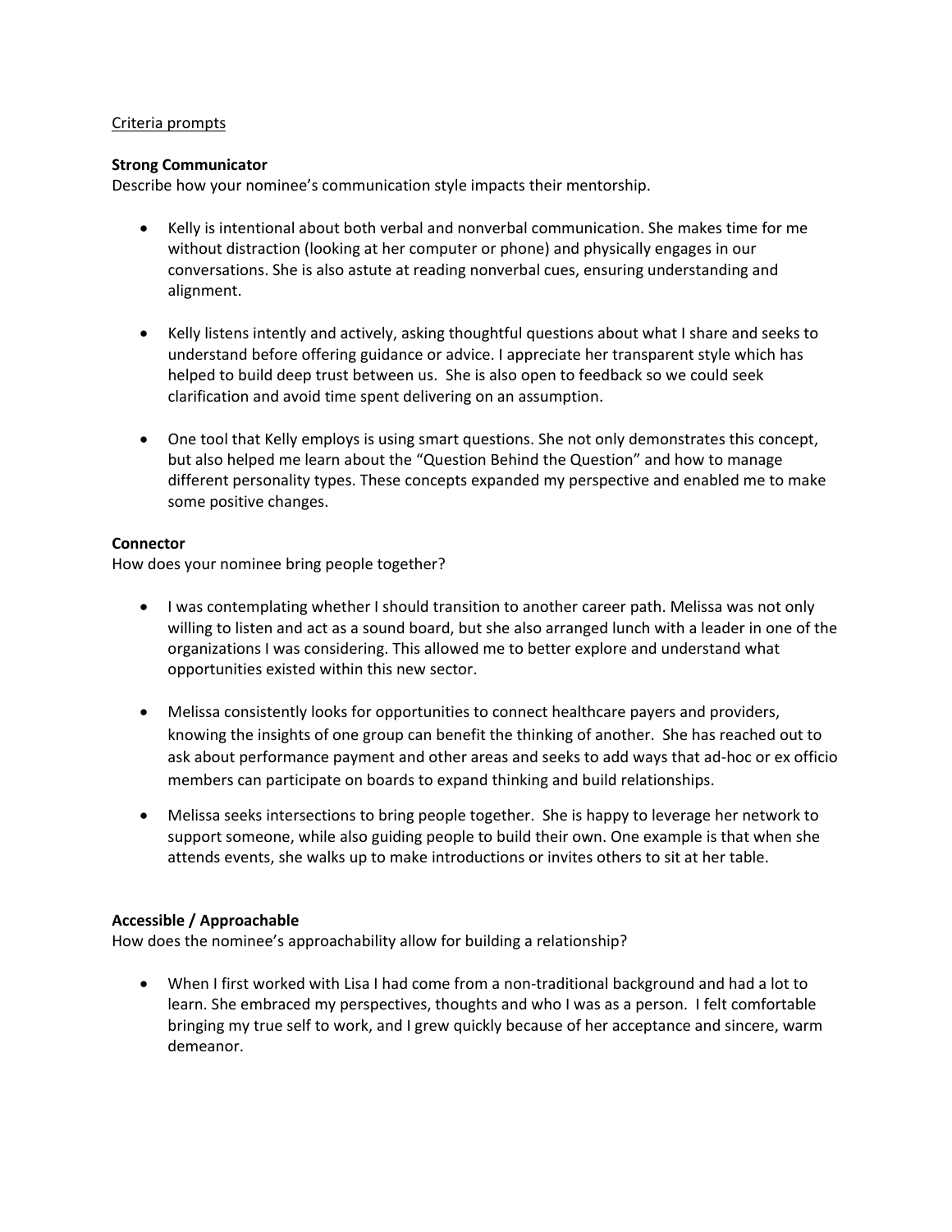Criteria prompts

**Strong Communicator**

Describe how your nominee's communication style impacts their mentorship.

- Kelly is intentional about both verbal and nonverbal communication. She makes time for me without distraction (looking at her computer or phone) and physically engages in our conversations. She is also astute at reading nonverbal cues, ensuring understanding and alignment.

- Kelly listens intently and actively, asking thoughtful questions about what I share and seeks to understand before offering guidance or advice. I appreciate her transparent style which has helped to build deep trust between us. She is also open to feedback so we could seek clarification and avoid time spent delivering on an assumption.

- One tool that Kelly employs is using smart questions. She not only demonstrates this concept, but also helped me learn about the "Question Behind the Question" and how to manage different personality types. These concepts expanded my perspective and enabled me to make some positive changes.

**Connector**

How does your nominee bring people together?

- I was contemplating whether I should transition to another career path. Melissa was not only willing to listen and act as a sound board, but she also arranged lunch with a leader in one of the organizations I was considering. This allowed me to better explore and understand what opportunities existed within this new sector.

- Melissa consistently looks for opportunities to connect healthcare payers and providers, knowing the insights of one group can benefit the thinking of another. She has reached out to ask about performance payment and other areas and seeks to add ways that ad-hoc or ex officio members can participate on boards to expand thinking and build relationships.

- Melissa seeks intersections to bring people together. She is happy to leverage her network to support someone, while also guiding people to build their own. One example is that when she attends events, she walks up to make introductions or invites others to sit at her table.

**Accessible / Approachable**

How does the nominee's approachability allow for building a relationship?

- When I first worked with Lisa I had come from a non-traditional background and had a lot to learn. She embraced my perspectives, thoughts and who I was as a person. I felt comfortable bringing my true self to work, and I grew quickly because of her acceptance and sincere, warm demeanor.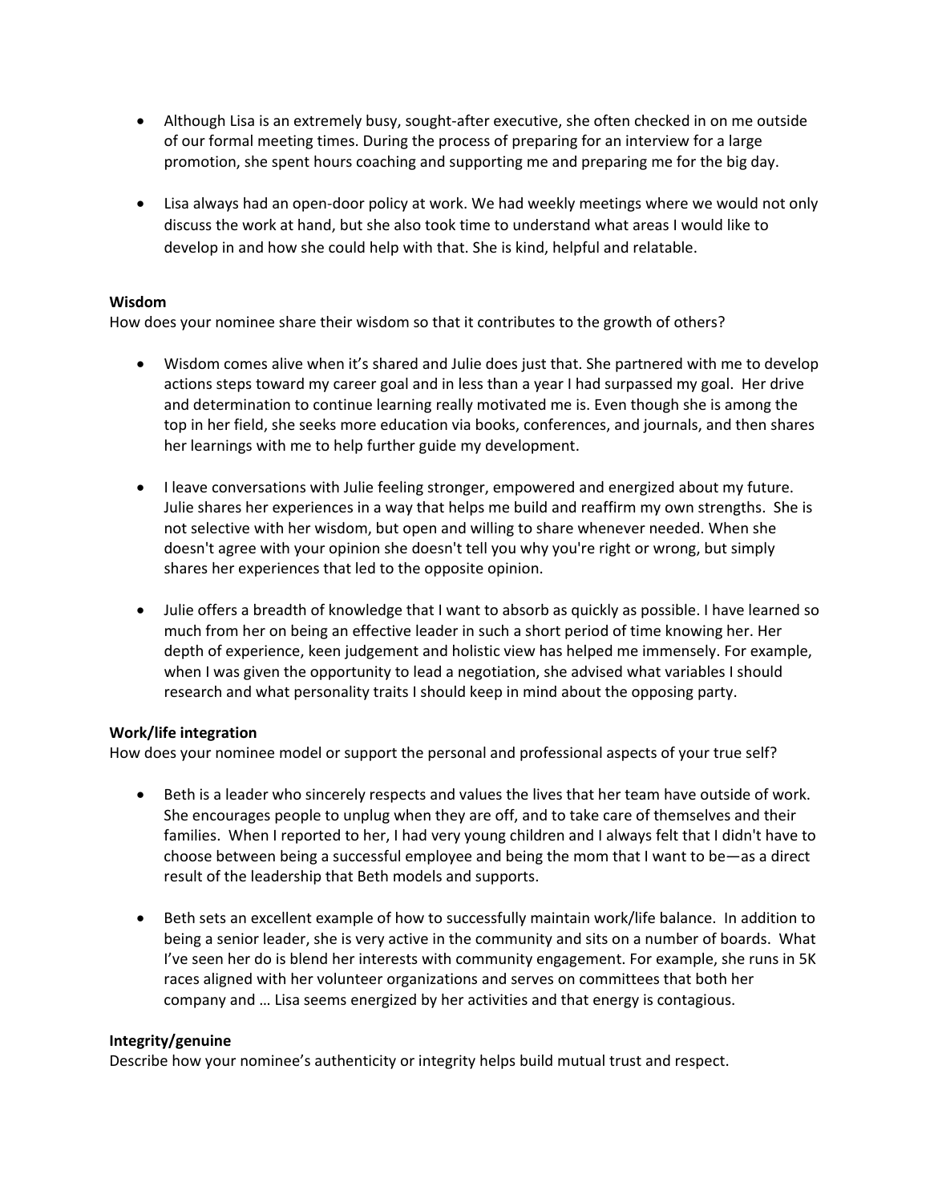- Although Lisa is an extremely busy, sought-after executive, she often checked in on me outside of our formal meeting times. During the process of preparing for an interview for a large promotion, she spent hours coaching and supporting me and preparing me for the big day.

- Lisa always had an open-door policy at work. We had weekly meetings where we would not only discuss the work at hand, but she also took time to understand what areas I would like to develop in and how she could help with that. She is kind, helpful and relatable.

**Wisdom**

How does your nominee share their wisdom so that it contributes to the growth of others?

- Wisdom comes alive when it's shared and Julie does just that. She partnered with me to develop actions steps toward my career goal and in less than a year I had surpassed my goal. Her drive and determination to continue learning really motivated me is. Even though she is among the top in her field, she seeks more education via books, conferences, and journals, and then shares her learnings with me to help further guide my development.

- I leave conversations with Julie feeling stronger, empowered and energized about my future. Julie shares her experiences in a way that helps me build and reaffirm my own strengths. She is not selective with her wisdom, but open and willing to share whenever needed. When she doesn't agree with your opinion she doesn't tell you why you're right or wrong, but simply shares her experiences that led to the opposite opinion.

- Julie offers a breadth of knowledge that I want to absorb as quickly as possible. I have learned so much from her on being an effective leader in such a short period of time knowing her. Her depth of experience, keen judgement and holistic view has helped me immensely. For example, when I was given the opportunity to lead a negotiation, she advised what variables I should research and what personality traits I should keep in mind about the opposing party.

**Work/life integration**

How does your nominee model or support the personal and professional aspects of your true self?

- Beth is a leader who sincerely respects and values the lives that her team have outside of work. She encourages people to unplug when they are off, and to take care of themselves and their families. When I reported to her, I had very young children and I always felt that I didn't have to choose between being a successful employee and being the mom that I want to be—as a direct result of the leadership that Beth models and supports.

- Beth sets an excellent example of how to successfully maintain work/life balance. In addition to being a senior leader, she is very active in the community and sits on a number of boards. What I've seen her do is blend her interests with community engagement. For example, she runs in 5K races aligned with her volunteer organizations and serves on committees that both her company and … Lisa seems energized by her activities and that energy is contagious.

**Integrity/genuine**

Describe how your nominee's authenticity or integrity helps build mutual trust and respect.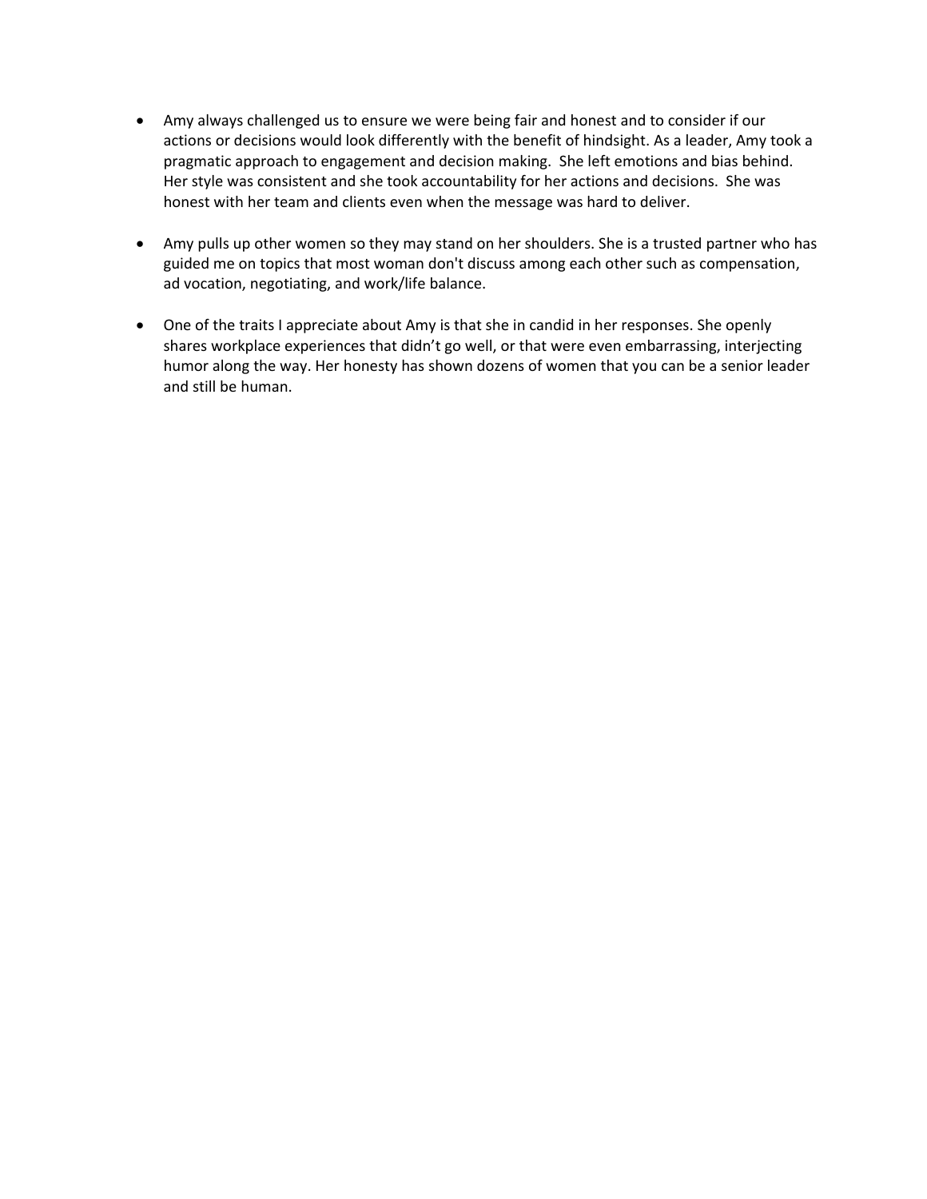- Amy always challenged us to ensure we were being fair and honest and to consider if our actions or decisions would look differently with the benefit of hindsight. As a leader, Amy took a pragmatic approach to engagement and decision making. She left emotions and bias behind. Her style was consistent and she took accountability for her actions and decisions. She was honest with her team and clients even when the message was hard to deliver.

- Amy pulls up other women so they may stand on her shoulders. She is a trusted partner who has guided me on topics that most woman don't discuss among each other such as compensation, ad vocation, negotiating, and work/life balance.

- One of the traits I appreciate about Amy is that she in candid in her responses. She openly shares workplace experiences that didn't go well, or that were even embarrassing, interjecting humor along the way. Her honesty has shown dozens of women that you can be a senior leader and still be human.